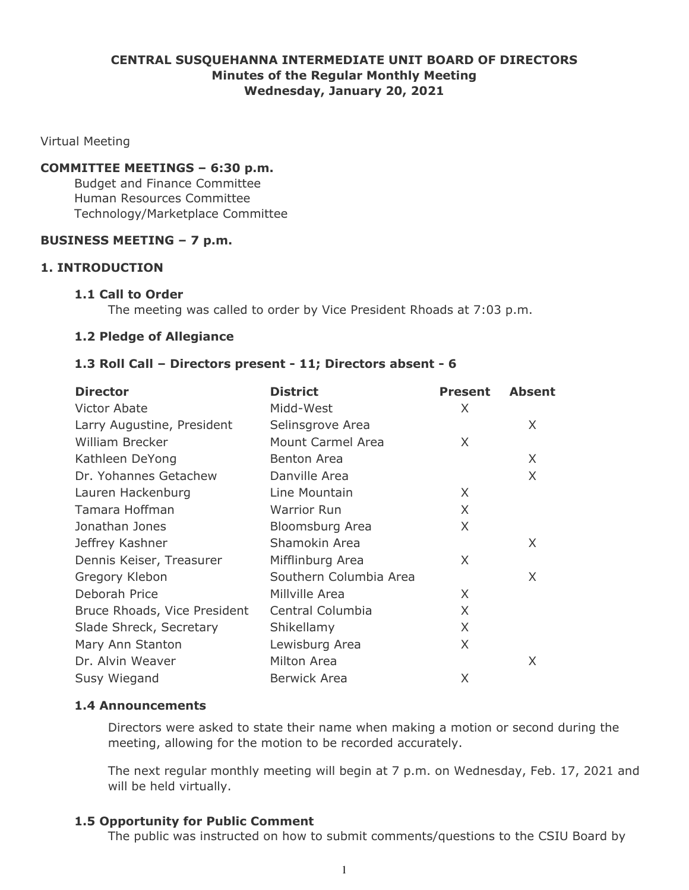**CENTRAL SUSQUEHANNA INTERMEDIATE UNIT BOARD OF DIRECTORS**
**Minutes of the Regular Monthly Meeting**
**Wednesday, January 20, 2021**

Virtual Meeting

**COMMITTEE MEETINGS – 6:30 p.m.**

Budget and Finance Committee
Human Resources Committee
Technology/Marketplace Committee

**BUSINESS MEETING – 7 p.m.**

## 1. INTRODUCTION

### 1.1 Call to Order

The meeting was called to order by Vice President Rhoads at 7:03 p.m.

### 1.2 Pledge of Allegiance

### 1.3 Roll Call – Directors present - 11; Directors absent - 6

| Director | District | Present | Absent |
|---|---|---|---|
| Victor Abate | Midd-West | X | |
| Larry Augustine, President | Selinsgrove Area | | X |
| William Brecker | Mount Carmel Area | X | |
| Kathleen DeYong | Benton Area | | X |
| Dr. Yohannes Getachew | Danville Area | | X |
| Lauren Hackenburg | Line Mountain | X | |
| Tamara Hoffman | Warrior Run | X | |
| Jonathan Jones | Bloomsburg Area | X | |
| Jeffrey Kashner | Shamokin Area | | X |
| Dennis Keiser, Treasurer | Mifflinburg Area | X | |
| Gregory Klebon | Southern Columbia Area | | X |
| Deborah Price | Millville Area | X | |
| Bruce Rhoads, Vice President | Central Columbia | X | |
| Slade Shreck, Secretary | Shikellamy | X | |
| Mary Ann Stanton | Lewisburg Area | X | |
| Dr. Alvin Weaver | Milton Area | | X |
| Susy Wiegand | Berwick Area | X | |

### 1.4 Announcements

Directors were asked to state their name when making a motion or second during the meeting, allowing for the motion to be recorded accurately.

The next regular monthly meeting will begin at 7 p.m. on Wednesday, Feb. 17, 2021 and will be held virtually.

### 1.5 Opportunity for Public Comment

The public was instructed on how to submit comments/questions to the CSIU Board by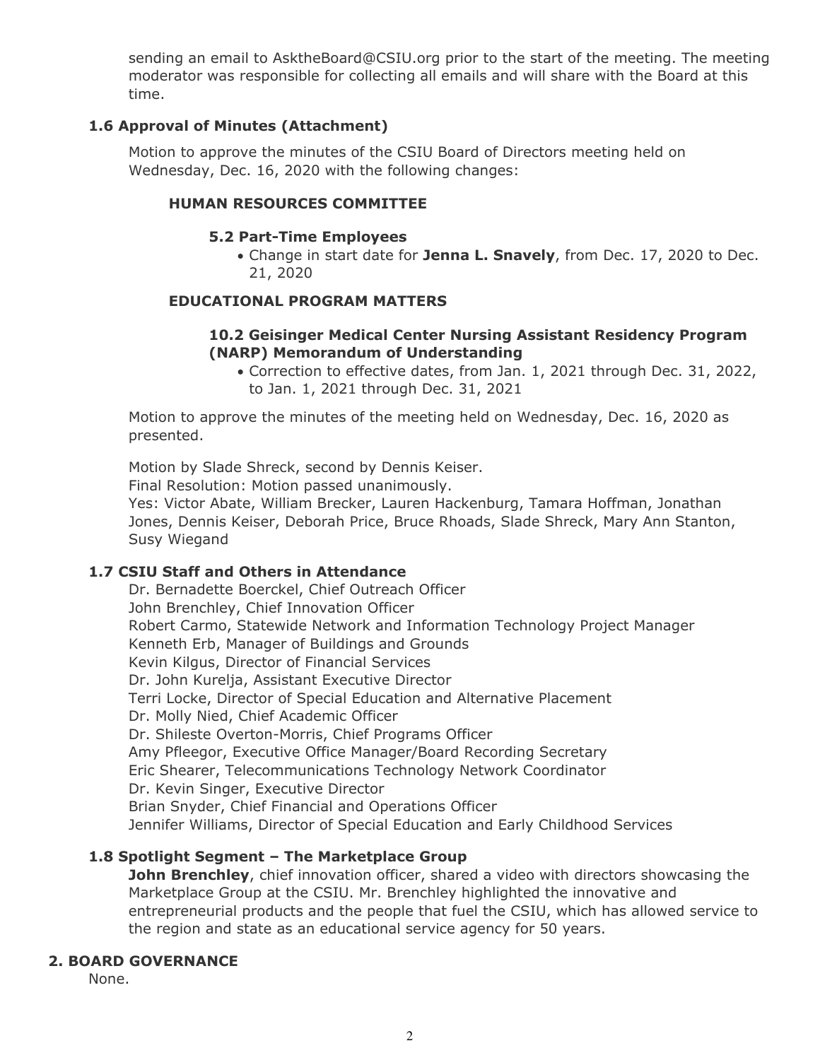sending an email to AsktheBoard@CSIU.org prior to the start of the meeting. The meeting moderator was responsible for collecting all emails and will share with the Board at this time.

### 1.6 Approval of Minutes (Attachment)

Motion to approve the minutes of the CSIU Board of Directors meeting held on Wednesday, Dec. 16, 2020 with the following changes:

#### HUMAN RESOURCES COMMITTEE

##### 5.2 Part-Time Employees

- Change in start date for **Jenna L. Snavely**, from Dec. 17, 2020 to Dec. 21, 2020

#### EDUCATIONAL PROGRAM MATTERS

##### 10.2 Geisinger Medical Center Nursing Assistant Residency Program (NARP) Memorandum of Understanding

- Correction to effective dates, from Jan. 1, 2021 through Dec. 31, 2022, to Jan. 1, 2021 through Dec. 31, 2021

Motion to approve the minutes of the meeting held on Wednesday, Dec. 16, 2020 as presented.

Motion by Slade Shreck, second by Dennis Keiser.
Final Resolution: Motion passed unanimously.
Yes: Victor Abate, William Brecker, Lauren Hackenburg, Tamara Hoffman, Jonathan Jones, Dennis Keiser, Deborah Price, Bruce Rhoads, Slade Shreck, Mary Ann Stanton, Susy Wiegand

### 1.7 CSIU Staff and Others in Attendance

Dr. Bernadette Boerckel, Chief Outreach Officer
John Brenchley, Chief Innovation Officer
Robert Carmo, Statewide Network and Information Technology Project Manager
Kenneth Erb, Manager of Buildings and Grounds
Kevin Kilgus, Director of Financial Services
Dr. John Kurelja, Assistant Executive Director
Terri Locke, Director of Special Education and Alternative Placement
Dr. Molly Nied, Chief Academic Officer
Dr. Shileste Overton-Morris, Chief Programs Officer
Amy Pfleegor, Executive Office Manager/Board Recording Secretary
Eric Shearer, Telecommunications Technology Network Coordinator
Dr. Kevin Singer, Executive Director
Brian Snyder, Chief Financial and Operations Officer
Jennifer Williams, Director of Special Education and Early Childhood Services

### 1.8 Spotlight Segment – The Marketplace Group

**John Brenchley**, chief innovation officer, shared a video with directors showcasing the Marketplace Group at the CSIU. Mr. Brenchley highlighted the innovative and entrepreneurial products and the people that fuel the CSIU, which has allowed service to the region and state as an educational service agency for 50 years.

## 2. BOARD GOVERNANCE

None.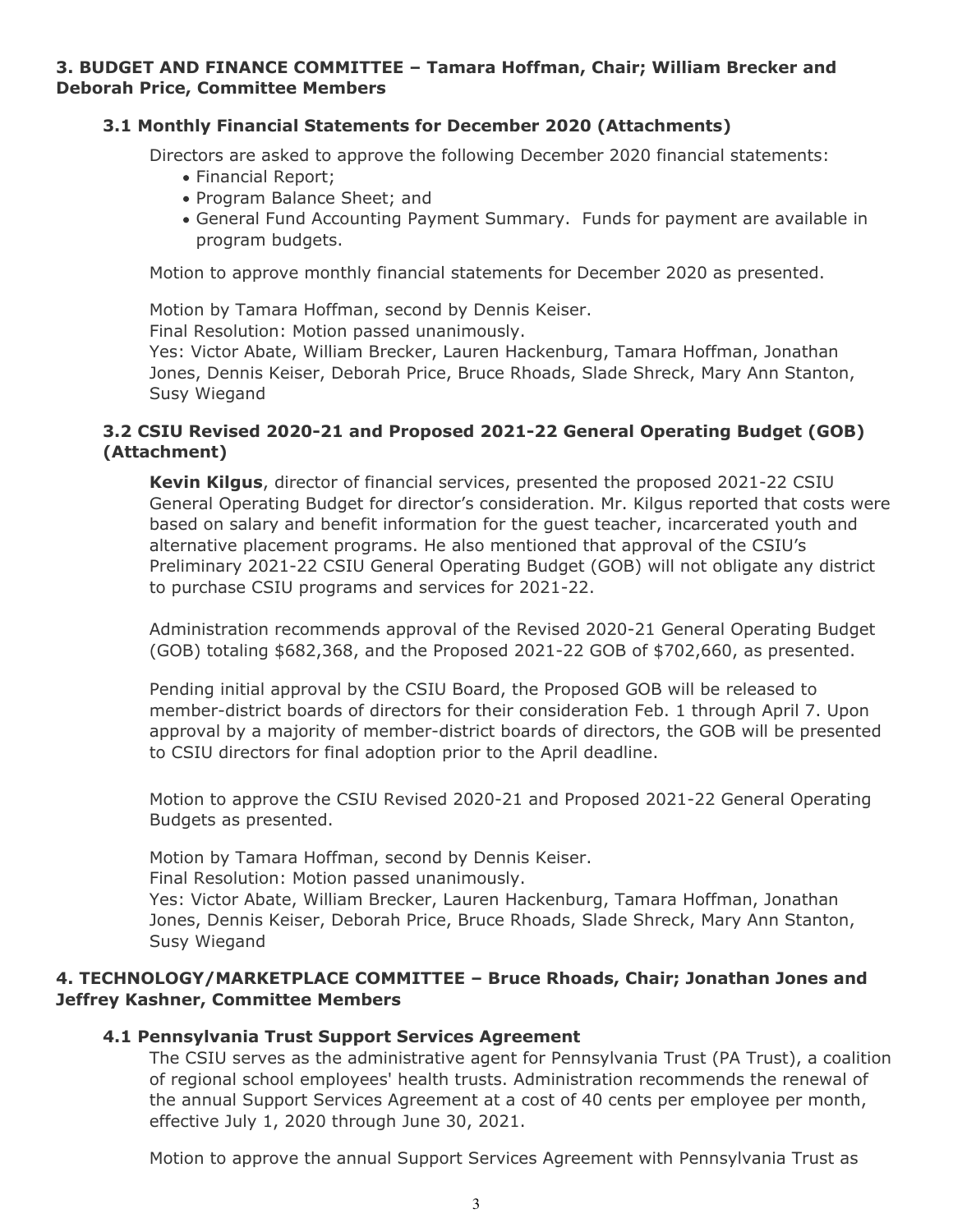## 3. BUDGET AND FINANCE COMMITTEE – Tamara Hoffman, Chair; William Brecker and Deborah Price, Committee Members

### 3.1 Monthly Financial Statements for December 2020 (Attachments)

Directors are asked to approve the following December 2020 financial statements:

- Financial Report;
- Program Balance Sheet; and
- General Fund Accounting Payment Summary. Funds for payment are available in program budgets.

Motion to approve monthly financial statements for December 2020 as presented.

Motion by Tamara Hoffman, second by Dennis Keiser.
Final Resolution: Motion passed unanimously.
Yes: Victor Abate, William Brecker, Lauren Hackenburg, Tamara Hoffman, Jonathan Jones, Dennis Keiser, Deborah Price, Bruce Rhoads, Slade Shreck, Mary Ann Stanton, Susy Wiegand

### 3.2 CSIU Revised 2020-21 and Proposed 2021-22 General Operating Budget (GOB) (Attachment)

**Kevin Kilgus**, director of financial services, presented the proposed 2021-22 CSIU General Operating Budget for director's consideration. Mr. Kilgus reported that costs were based on salary and benefit information for the guest teacher, incarcerated youth and alternative placement programs. He also mentioned that approval of the CSIU's Preliminary 2021-22 CSIU General Operating Budget (GOB) will not obligate any district to purchase CSIU programs and services for 2021-22.

Administration recommends approval of the Revised 2020-21 General Operating Budget (GOB) totaling $682,368, and the Proposed 2021-22 GOB of $702,660, as presented.

Pending initial approval by the CSIU Board, the Proposed GOB will be released to member-district boards of directors for their consideration Feb. 1 through April 7. Upon approval by a majority of member-district boards of directors, the GOB will be presented to CSIU directors for final adoption prior to the April deadline.

Motion to approve the CSIU Revised 2020-21 and Proposed 2021-22 General Operating Budgets as presented.

Motion by Tamara Hoffman, second by Dennis Keiser.
Final Resolution: Motion passed unanimously.
Yes: Victor Abate, William Brecker, Lauren Hackenburg, Tamara Hoffman, Jonathan Jones, Dennis Keiser, Deborah Price, Bruce Rhoads, Slade Shreck, Mary Ann Stanton, Susy Wiegand

## 4. TECHNOLOGY/MARKETPLACE COMMITTEE – Bruce Rhoads, Chair; Jonathan Jones and Jeffrey Kashner, Committee Members

### 4.1 Pennsylvania Trust Support Services Agreement

The CSIU serves as the administrative agent for Pennsylvania Trust (PA Trust), a coalition of regional school employees' health trusts. Administration recommends the renewal of the annual Support Services Agreement at a cost of 40 cents per employee per month, effective July 1, 2020 through June 30, 2021.

Motion to approve the annual Support Services Agreement with Pennsylvania Trust as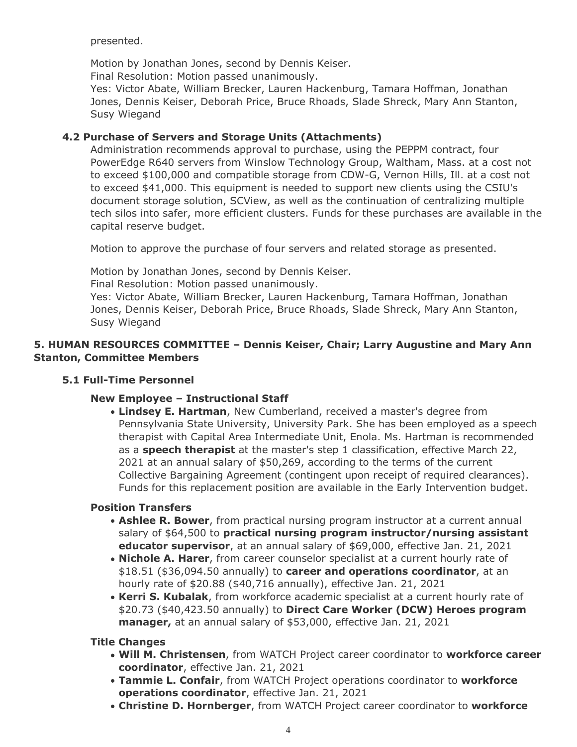presented.

Motion by Jonathan Jones, second by Dennis Keiser.
Final Resolution: Motion passed unanimously.
Yes: Victor Abate, William Brecker, Lauren Hackenburg, Tamara Hoffman, Jonathan Jones, Dennis Keiser, Deborah Price, Bruce Rhoads, Slade Shreck, Mary Ann Stanton, Susy Wiegand

### 4.2 Purchase of Servers and Storage Units (Attachments)

Administration recommends approval to purchase, using the PEPPM contract, four PowerEdge R640 servers from Winslow Technology Group, Waltham, Mass. at a cost not to exceed $100,000 and compatible storage from CDW-G, Vernon Hills, Ill. at a cost not to exceed $41,000. This equipment is needed to support new clients using the CSIU's document storage solution, SCView, as well as the continuation of centralizing multiple tech silos into safer, more efficient clusters. Funds for these purchases are available in the capital reserve budget.

Motion to approve the purchase of four servers and related storage as presented.

Motion by Jonathan Jones, second by Dennis Keiser.
Final Resolution: Motion passed unanimously.
Yes: Victor Abate, William Brecker, Lauren Hackenburg, Tamara Hoffman, Jonathan Jones, Dennis Keiser, Deborah Price, Bruce Rhoads, Slade Shreck, Mary Ann Stanton, Susy Wiegand

## 5. HUMAN RESOURCES COMMITTEE – Dennis Keiser, Chair; Larry Augustine and Mary Ann Stanton, Committee Members

### 5.1 Full-Time Personnel

#### New Employee – Instructional Staff

- **Lindsey E. Hartman**, New Cumberland, received a master's degree from Pennsylvania State University, University Park. She has been employed as a speech therapist with Capital Area Intermediate Unit, Enola. Ms. Hartman is recommended as a **speech therapist** at the master's step 1 classification, effective March 22, 2021 at an annual salary of $50,269, according to the terms of the current Collective Bargaining Agreement (contingent upon receipt of required clearances). Funds for this replacement position are available in the Early Intervention budget.

#### Position Transfers

- **Ashlee R. Bower**, from practical nursing program instructor at a current annual salary of $64,500 to **practical nursing program instructor/nursing assistant educator supervisor**, at an annual salary of $69,000, effective Jan. 21, 2021
- **Nichole A. Harer**, from career counselor specialist at a current hourly rate of $18.51 ($36,094.50 annually) to **career and operations coordinator**, at an hourly rate of $20.88 ($40,716 annually), effective Jan. 21, 2021
- **Kerri S. Kubalak**, from workforce academic specialist at a current hourly rate of $20.73 ($40,423.50 annually) to **Direct Care Worker (DCW) Heroes program manager,** at an annual salary of $53,000, effective Jan. 21, 2021

#### Title Changes

- **Will M. Christensen**, from WATCH Project career coordinator to **workforce career coordinator**, effective Jan. 21, 2021
- **Tammie L. Confair**, from WATCH Project operations coordinator to **workforce operations coordinator**, effective Jan. 21, 2021
- **Christine D. Hornberger**, from WATCH Project career coordinator to **workforce**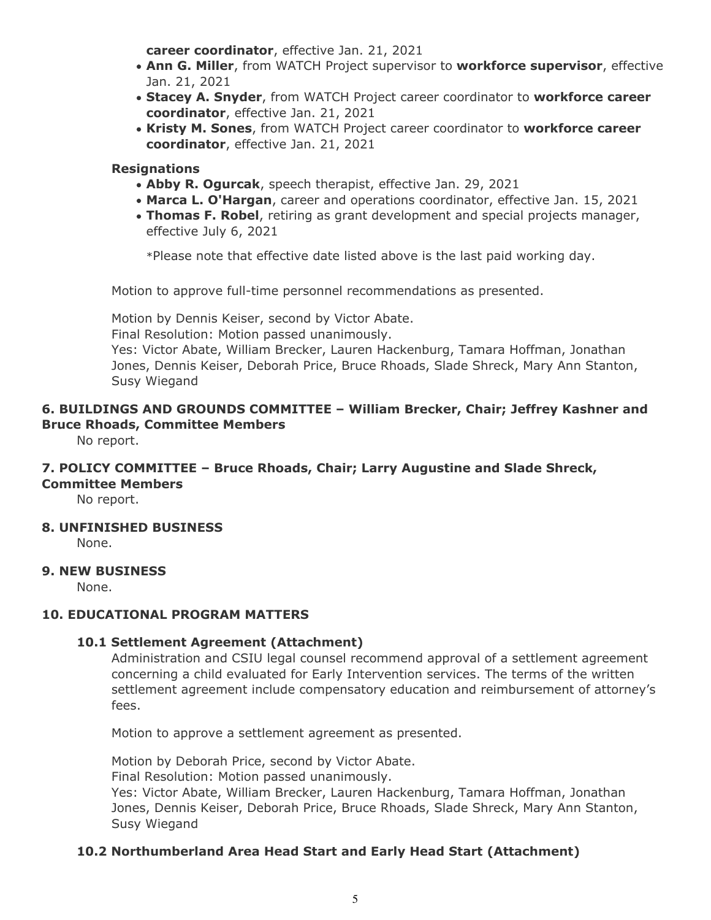**career coordinator**, effective Jan. 21, 2021

- **Ann G. Miller**, from WATCH Project supervisor to **workforce supervisor**, effective Jan. 21, 2021
- **Stacey A. Snyder**, from WATCH Project career coordinator to **workforce career coordinator**, effective Jan. 21, 2021
- **Kristy M. Sones**, from WATCH Project career coordinator to **workforce career coordinator**, effective Jan. 21, 2021

**Resignations**

- **Abby R. Ogurcak**, speech therapist, effective Jan. 29, 2021
- **Marca L. O'Hargan**, career and operations coordinator, effective Jan. 15, 2021
- **Thomas F. Robel**, retiring as grant development and special projects manager, effective July 6, 2021

*Please note that effective date listed above is the last paid working day.

Motion to approve full-time personnel recommendations as presented.

Motion by Dennis Keiser, second by Victor Abate.
Final Resolution: Motion passed unanimously.
Yes: Victor Abate, William Brecker, Lauren Hackenburg, Tamara Hoffman, Jonathan Jones, Dennis Keiser, Deborah Price, Bruce Rhoads, Slade Shreck, Mary Ann Stanton, Susy Wiegand

### 6. BUILDINGS AND GROUNDS COMMITTEE – William Brecker, Chair; Jeffrey Kashner and Bruce Rhoads, Committee Members

No report.

### 7. POLICY COMMITTEE – Bruce Rhoads, Chair; Larry Augustine and Slade Shreck, Committee Members

No report.

### 8. UNFINISHED BUSINESS

None.

### 9. NEW BUSINESS

None.

### 10. EDUCATIONAL PROGRAM MATTERS

#### 10.1 Settlement Agreement (Attachment)

Administration and CSIU legal counsel recommend approval of a settlement agreement concerning a child evaluated for Early Intervention services. The terms of the written settlement agreement include compensatory education and reimbursement of attorney's fees.

Motion to approve a settlement agreement as presented.

Motion by Deborah Price, second by Victor Abate.
Final Resolution: Motion passed unanimously.
Yes: Victor Abate, William Brecker, Lauren Hackenburg, Tamara Hoffman, Jonathan Jones, Dennis Keiser, Deborah Price, Bruce Rhoads, Slade Shreck, Mary Ann Stanton, Susy Wiegand

#### 10.2 Northumberland Area Head Start and Early Head Start (Attachment)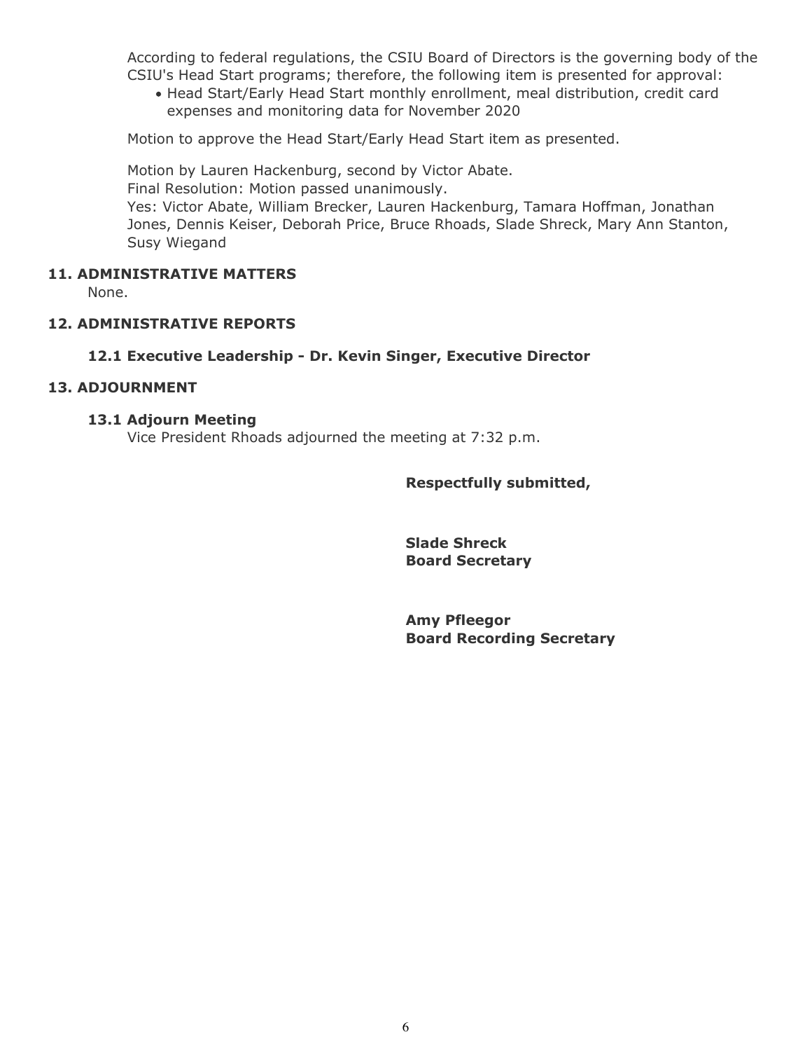According to federal regulations, the CSIU Board of Directors is the governing body of the CSIU's Head Start programs; therefore, the following item is presented for approval:

- Head Start/Early Head Start monthly enrollment, meal distribution, credit card expenses and monitoring data for November 2020

Motion to approve the Head Start/Early Head Start item as presented.

Motion by Lauren Hackenburg, second by Victor Abate.
Final Resolution: Motion passed unanimously.
Yes: Victor Abate, William Brecker, Lauren Hackenburg, Tamara Hoffman, Jonathan Jones, Dennis Keiser, Deborah Price, Bruce Rhoads, Slade Shreck, Mary Ann Stanton, Susy Wiegand

## 11. ADMINISTRATIVE MATTERS

None.

## 12. ADMINISTRATIVE REPORTS

### 12.1 Executive Leadership - Dr. Kevin Singer, Executive Director

## 13. ADJOURNMENT

### 13.1 Adjourn Meeting

Vice President Rhoads adjourned the meeting at 7:32 p.m.

**Respectfully submitted,**

**Slade Shreck**
**Board Secretary**

**Amy Pfleegor**
**Board Recording Secretary**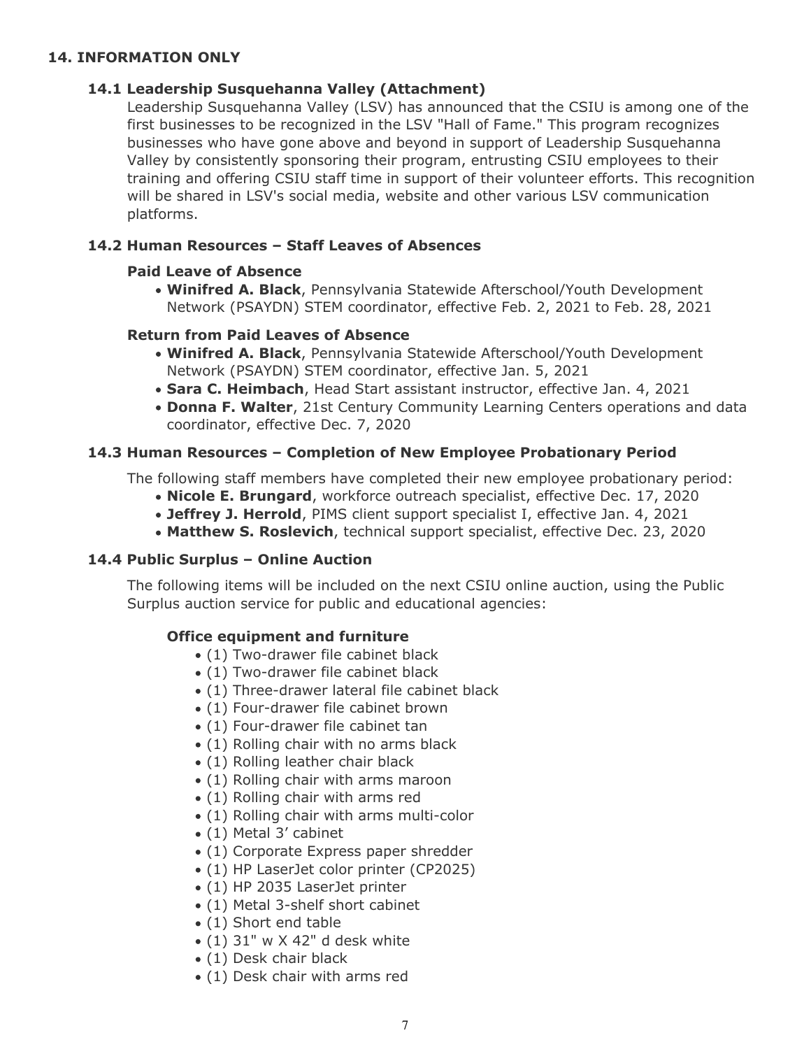## 14. INFORMATION ONLY

### 14.1 Leadership Susquehanna Valley (Attachment)

Leadership Susquehanna Valley (LSV) has announced that the CSIU is among one of the first businesses to be recognized in the LSV "Hall of Fame." This program recognizes businesses who have gone above and beyond in support of Leadership Susquehanna Valley by consistently sponsoring their program, entrusting CSIU employees to their training and offering CSIU staff time in support of their volunteer efforts. This recognition will be shared in LSV's social media, website and other various LSV communication platforms.

### 14.2 Human Resources – Staff Leaves of Absences

**Paid Leave of Absence**

- **Winifred A. Black**, Pennsylvania Statewide Afterschool/Youth Development Network (PSAYDN) STEM coordinator, effective Feb. 2, 2021 to Feb. 28, 2021

**Return from Paid Leaves of Absence**

- **Winifred A. Black**, Pennsylvania Statewide Afterschool/Youth Development Network (PSAYDN) STEM coordinator, effective Jan. 5, 2021
- **Sara C. Heimbach**, Head Start assistant instructor, effective Jan. 4, 2021
- **Donna F. Walter**, 21st Century Community Learning Centers operations and data coordinator, effective Dec. 7, 2020

### 14.3 Human Resources – Completion of New Employee Probationary Period

The following staff members have completed their new employee probationary period:

- **Nicole E. Brungard**, workforce outreach specialist, effective Dec. 17, 2020
- **Jeffrey J. Herrold**, PIMS client support specialist I, effective Jan. 4, 2021
- **Matthew S. Roslevich**, technical support specialist, effective Dec. 23, 2020

### 14.4 Public Surplus – Online Auction

The following items will be included on the next CSIU online auction, using the Public Surplus auction service for public and educational agencies:

**Office equipment and furniture**

- (1) Two-drawer file cabinet black
- (1) Two-drawer file cabinet black
- (1) Three-drawer lateral file cabinet black
- (1) Four-drawer file cabinet brown
- (1) Four-drawer file cabinet tan
- (1) Rolling chair with no arms black
- (1) Rolling leather chair black
- (1) Rolling chair with arms maroon
- (1) Rolling chair with arms red
- (1) Rolling chair with arms multi-color
- (1) Metal 3' cabinet
- (1) Corporate Express paper shredder
- (1) HP LaserJet color printer (CP2025)
- (1) HP 2035 LaserJet printer
- (1) Metal 3-shelf short cabinet
- (1) Short end table
- (1) 31" w X 42" d desk white
- (1) Desk chair black
- (1) Desk chair with arms red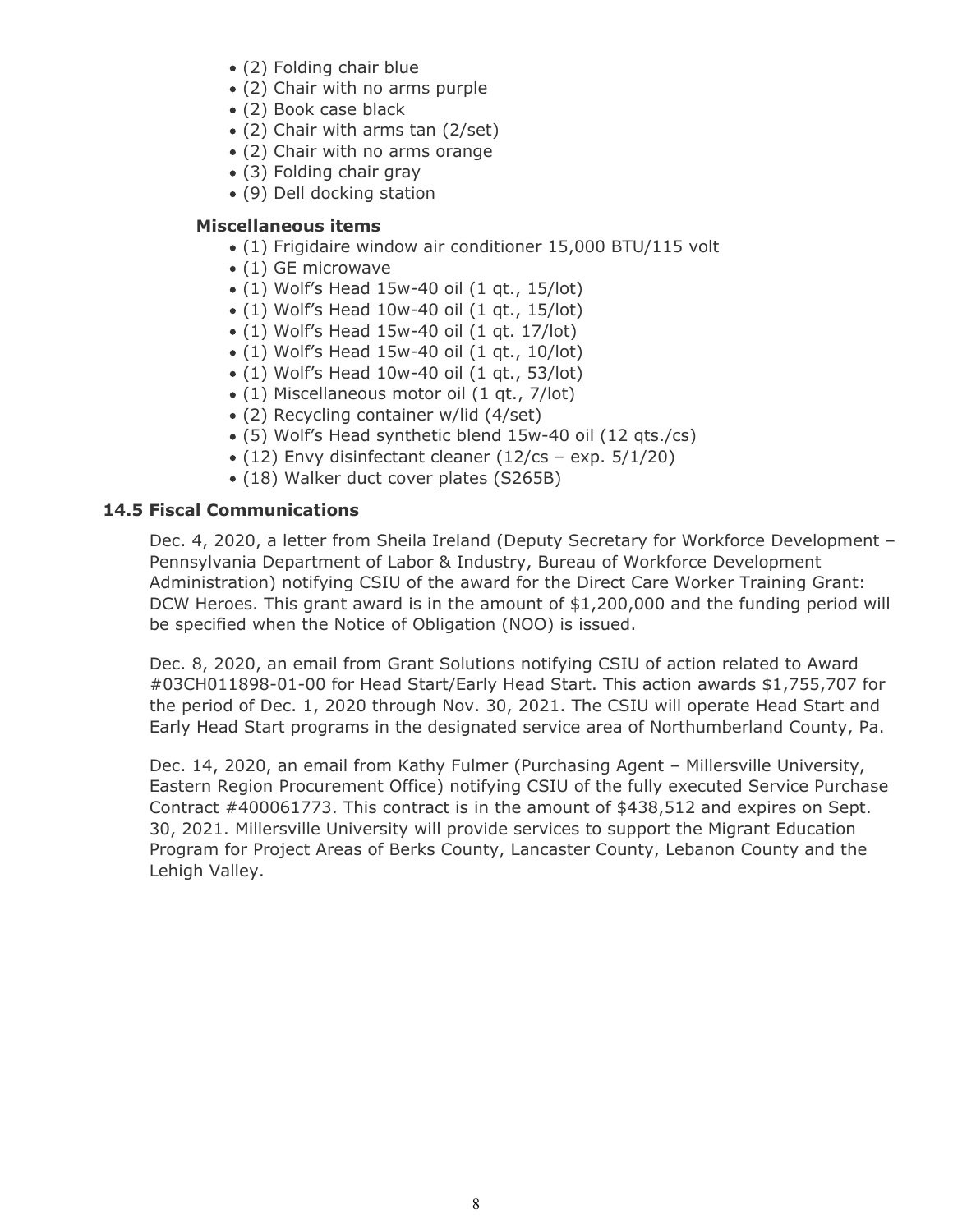- (2) Folding chair blue
- (2) Chair with no arms purple
- (2) Book case black
- (2) Chair with arms tan (2/set)
- (2) Chair with no arms orange
- (3) Folding chair gray
- (9) Dell docking station

**Miscellaneous items**

- (1) Frigidaire window air conditioner 15,000 BTU/115 volt
- (1) GE microwave
- (1) Wolf's Head 15w-40 oil (1 qt., 15/lot)
- (1) Wolf's Head 10w-40 oil (1 qt., 15/lot)
- (1) Wolf's Head 15w-40 oil (1 qt. 17/lot)
- (1) Wolf's Head 15w-40 oil (1 qt., 10/lot)
- (1) Wolf's Head 10w-40 oil (1 qt., 53/lot)
- (1) Miscellaneous motor oil (1 qt., 7/lot)
- (2) Recycling container w/lid (4/set)
- (5) Wolf's Head synthetic blend 15w-40 oil (12 qts./cs)
- (12) Envy disinfectant cleaner (12/cs – exp. 5/1/20)
- (18) Walker duct cover plates (S265B)

### 14.5 Fiscal Communications

Dec. 4, 2020, a letter from Sheila Ireland (Deputy Secretary for Workforce Development – Pennsylvania Department of Labor & Industry, Bureau of Workforce Development Administration) notifying CSIU of the award for the Direct Care Worker Training Grant: DCW Heroes. This grant award is in the amount of $1,200,000 and the funding period will be specified when the Notice of Obligation (NOO) is issued.

Dec. 8, 2020, an email from Grant Solutions notifying CSIU of action related to Award #03CH011898-01-00 for Head Start/Early Head Start. This action awards $1,755,707 for the period of Dec. 1, 2020 through Nov. 30, 2021. The CSIU will operate Head Start and Early Head Start programs in the designated service area of Northumberland County, Pa.

Dec. 14, 2020, an email from Kathy Fulmer (Purchasing Agent – Millersville University, Eastern Region Procurement Office) notifying CSIU of the fully executed Service Purchase Contract #400061773. This contract is in the amount of $438,512 and expires on Sept. 30, 2021. Millersville University will provide services to support the Migrant Education Program for Project Areas of Berks County, Lancaster County, Lebanon County and the Lehigh Valley.